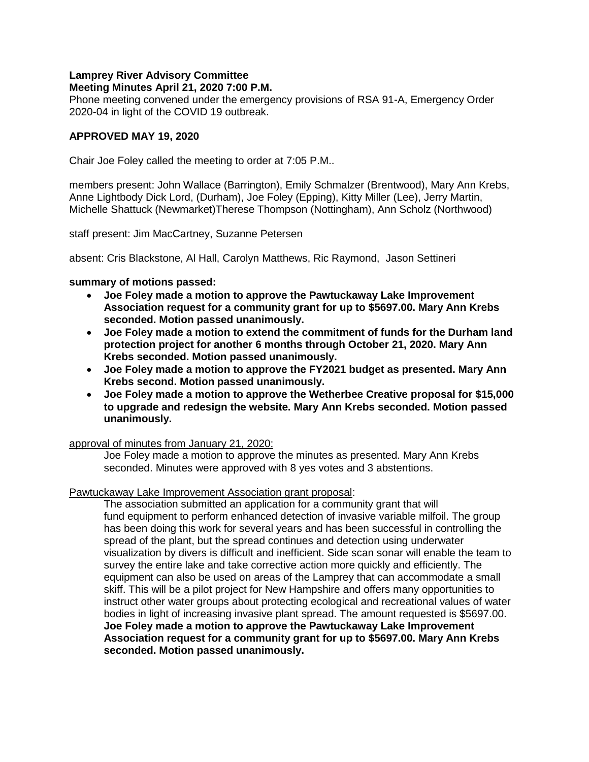**Lamprey River Advisory Committee**
**Meeting Minutes April 21, 2020 7:00 P.M.**

Phone meeting convened under the emergency provisions of RSA 91-A, Emergency Order 2020-04 in light of the COVID 19 outbreak.

**APPROVED MAY 19, 2020**

Chair Joe Foley called the meeting to order at 7:05 P.M..

members present: John Wallace (Barrington), Emily Schmalzer (Brentwood), Mary Ann Krebs, Anne Lightbody Dick Lord, (Durham), Joe Foley (Epping), Kitty Miller (Lee), Jerry Martin, Michelle Shattuck (Newmarket)Therese Thompson (Nottingham), Ann Scholz (Northwood)

staff present: Jim MacCartney, Suzanne Petersen

absent: Cris Blackstone, Al Hall, Carolyn Matthews, Ric Raymond, Jason Settineri

**summary of motions passed:**

- **Joe Foley made a motion to approve the Pawtuckaway Lake Improvement Association request for a community grant for up to $5697.00. Mary Ann Krebs seconded. Motion passed unanimously.**
- **Joe Foley made a motion to extend the commitment of funds for the Durham land protection project for another 6 months through October 21, 2020. Mary Ann Krebs seconded. Motion passed unanimously.**
- **Joe Foley made a motion to approve the FY2021 budget as presented. Mary Ann Krebs second. Motion passed unanimously.**
- **Joe Foley made a motion to approve the Wetherbee Creative proposal for $15,000 to upgrade and redesign the website. Mary Ann Krebs seconded. Motion passed unanimously.**

approval of minutes from January 21, 2020:

Joe Foley made a motion to approve the minutes as presented. Mary Ann Krebs seconded. Minutes were approved with 8 yes votes and 3 abstentions.

Pawtuckaway Lake Improvement Association grant proposal:

The association submitted an application for a community grant that will fund equipment to perform enhanced detection of invasive variable milfoil. The group has been doing this work for several years and has been successful in controlling the spread of the plant, but the spread continues and detection using underwater visualization by divers is difficult and inefficient. Side scan sonar will enable the team to survey the entire lake and take corrective action more quickly and efficiently. The equipment can also be used on areas of the Lamprey that can accommodate a small skiff. This will be a pilot project for New Hampshire and offers many opportunities to instruct other water groups about protecting ecological and recreational values of water bodies in light of increasing invasive plant spread. The amount requested is $5697.00. **Joe Foley made a motion to approve the Pawtuckaway Lake Improvement Association request for a community grant for up to $5697.00. Mary Ann Krebs seconded. Motion passed unanimously.**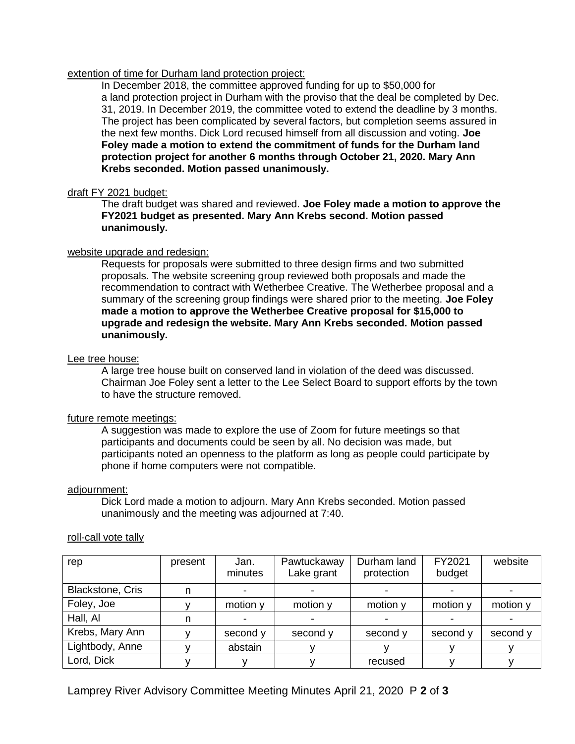extention of time for Durham land protection project:

In December 2018, the committee approved funding for up to $50,000 for a land protection project in Durham with the proviso that the deal be completed by Dec. 31, 2019. In December 2019, the committee voted to extend the deadline by 3 months. The project has been complicated by several factors, but completion seems assured in the next few months. Dick Lord recused himself from all discussion and voting. **Joe Foley made a motion to extend the commitment of funds for the Durham land protection project for another 6 months through October 21, 2020. Mary Ann Krebs seconded. Motion passed unanimously.**

draft FY 2021 budget:

The draft budget was shared and reviewed. **Joe Foley made a motion to approve the FY2021 budget as presented. Mary Ann Krebs second. Motion passed unanimously.**

website upgrade and redesign:

Requests for proposals were submitted to three design firms and two submitted proposals. The website screening group reviewed both proposals and made the recommendation to contract with Wetherbee Creative. The Wetherbee proposal and a summary of the screening group findings were shared prior to the meeting. **Joe Foley made a motion to approve the Wetherbee Creative proposal for $15,000 to upgrade and redesign the website. Mary Ann Krebs seconded. Motion passed unanimously.**

Lee tree house:

A large tree house built on conserved land in violation of the deed was discussed. Chairman Joe Foley sent a letter to the Lee Select Board to support efforts by the town to have the structure removed.

future remote meetings:

A suggestion was made to explore the use of Zoom for future meetings so that participants and documents could be seen by all. No decision was made, but participants noted an openness to the platform as long as people could participate by phone if home computers were not compatible.

adjournment:

Dick Lord made a motion to adjourn. Mary Ann Krebs seconded. Motion passed unanimously and the meeting was adjourned at 7:40.

roll-call vote tally

| rep | present | Jan. minutes | Pawtuckaway Lake grant | Durham land protection | FY2021 budget | website |
|---|---|---|---|---|---|---|
| Blackstone, Cris | n | - | - | - | - | - |
| Foley, Joe | y | motion y | motion y | motion y | motion y | motion y |
| Hall, Al | n | - | - | - | - | - |
| Krebs, Mary Ann | y | second y | second y | second y | second y | second y |
| Lightbody, Anne | y | abstain | y | y | y | y |
| Lord, Dick | y | y | y | recused | y | y |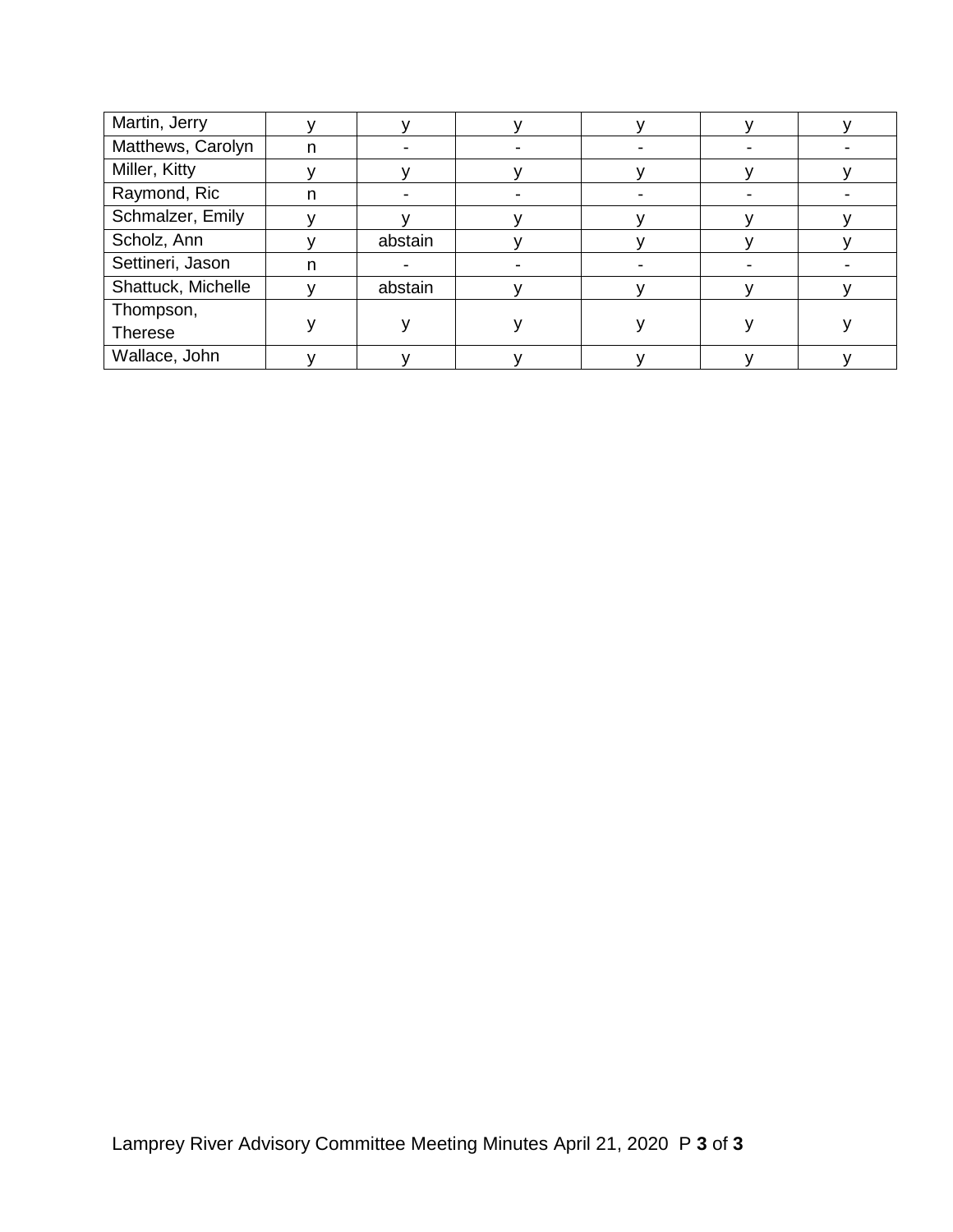| | | | | | | |
|---|---|---|---|---|---|---|
| Martin, Jerry | y | y | y | y | y | y |
| Matthews, Carolyn | n | - | - | - | - | - |
| Miller, Kitty | y | y | y | y | y | y |
| Raymond, Ric | n | - | - | - | - | - |
| Schmalzer, Emily | y | y | y | y | y | y |
| Scholz, Ann | y | abstain | y | y | y | y |
| Settineri, Jason | n | - | - | - | - | - |
| Shattuck, Michelle | y | abstain | y | y | y | y |
| Thompson, Therese | y | y | y | y | y | y |
| Wallace, John | y | y | y | y | y | y |